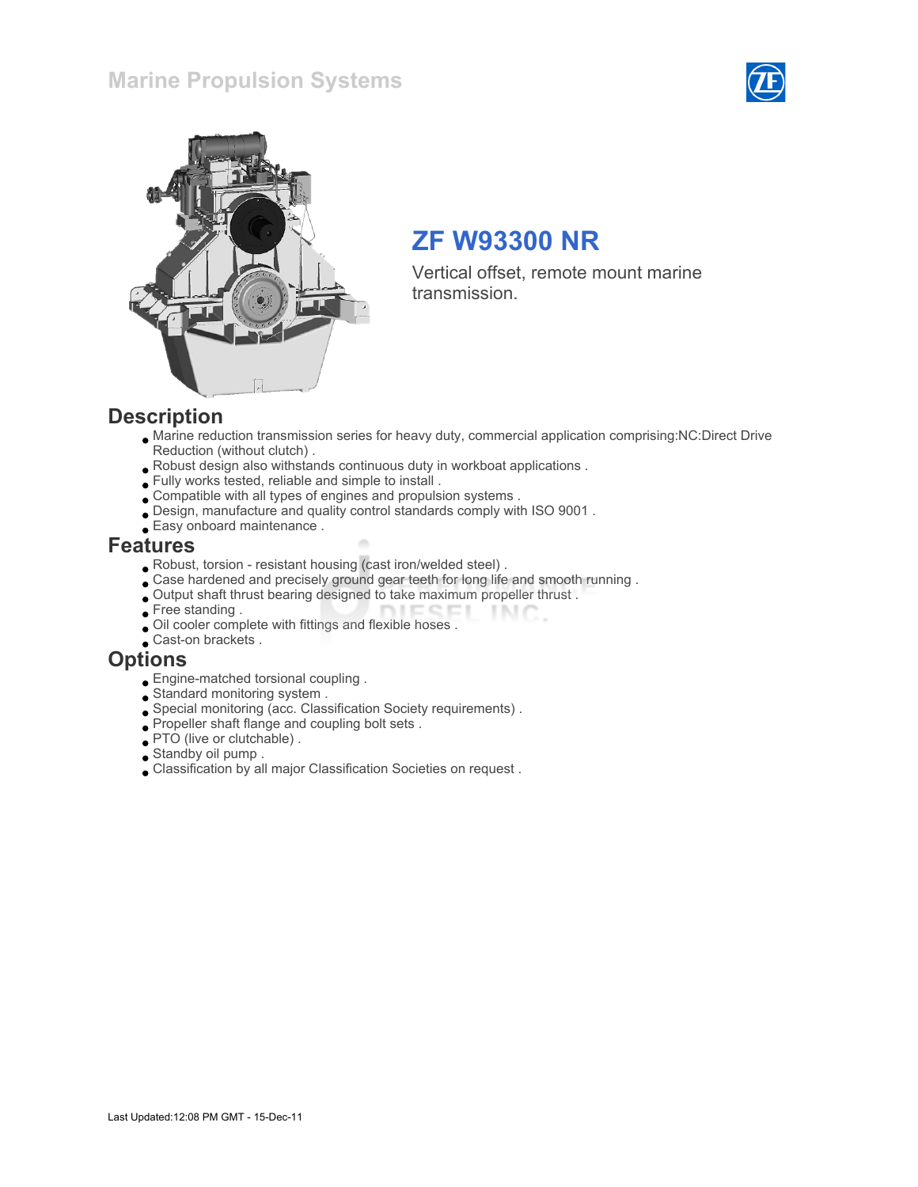Marine Propulsion Systems

# ZF W93300 NR

Vertical offset, remote mount marine transmission.

## Description

- Marine reduction transmission series for heavy duty, commercial application comprising:NC:Direct Drive Reduction (without clutch) .
- Robust design also withstands continuous duty in workboat applications .
- Fully works tested, reliable and simple to install .
- Compatible with all types of engines and propulsion systems .
- Design, manufacture and quality control standards comply with ISO 9001 .
- Easy onboard maintenance .

## Features

- Robust, torsion - resistant housing (cast iron/welded steel) .
- Case hardened and precisely ground gear teeth for long life and smooth running .
- Output shaft thrust bearing designed to take maximum propeller thrust .
- Free standing .
- Oil cooler complete with fittings and flexible hoses .
- Cast-on brackets .

## Options

- Engine-matched torsional coupling .
- Standard monitoring system .
- Special monitoring (acc. Classification Society requirements) .
- Propeller shaft flange and coupling bolt sets .
- PTO (live or clutchable) .
- Standby oil pump .
- Classification by all major Classification Societies on request .

Last Updated:12:08 PM GMT - 15-Dec-11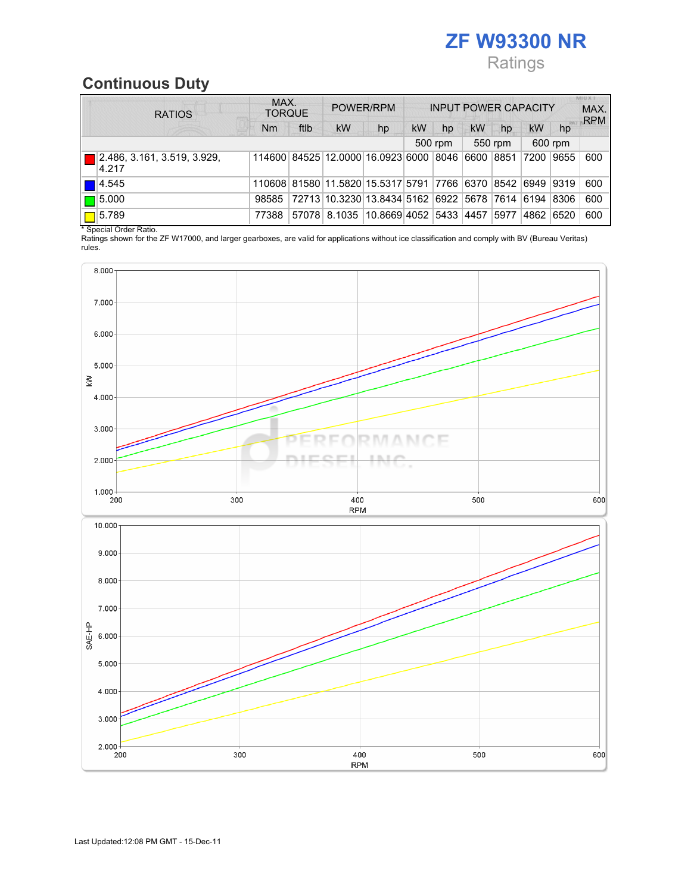# ZF W93300 NR

Ratings

## Continuous Duty

| RATIOS | MAX. TORQUE | | POWER/RPM | | INPUT POWER CAPACITY | | | | | | MAX. RPM |
|---|---|---|---|---|---|---|---|---|---|---|---|
| | Nm | ftlb | kW | hp | kW | hp | kW | hp | kW | hp | |
| | | | | | 500 rpm | | 550 rpm | | 600 rpm | | |
| 2.486, 3.161, 3.519, 3.929, 4.217 | 114600 | 84525 | 12.0000 | 16.0923 | 6000 | 8046 | 6600 | 8851 | 7200 | 9655 | 600 |
| 4.545 | 110608 | 81580 | 11.5820 | 15.5317 | 5791 | 7766 | 6370 | 8542 | 6949 | 9319 | 600 |
| 5.000 | 98585 | 72713 | 10.3230 | 13.8434 | 5162 | 6922 | 5678 | 7614 | 6194 | 8306 | 600 |
| 5.789 | 77388 | 57078 | 8.1035 | 10.8669 | 4052 | 5433 | 4457 | 5977 | 4862 | 6520 | 600 |

\* Special Order Ratio.

Ratings shown for the ZF W17000, and larger gearboxes, are valid for applications without ice classification and comply with BV (Bureau Veritas) rules.

Last Updated:12:08 PM GMT - 15-Dec-11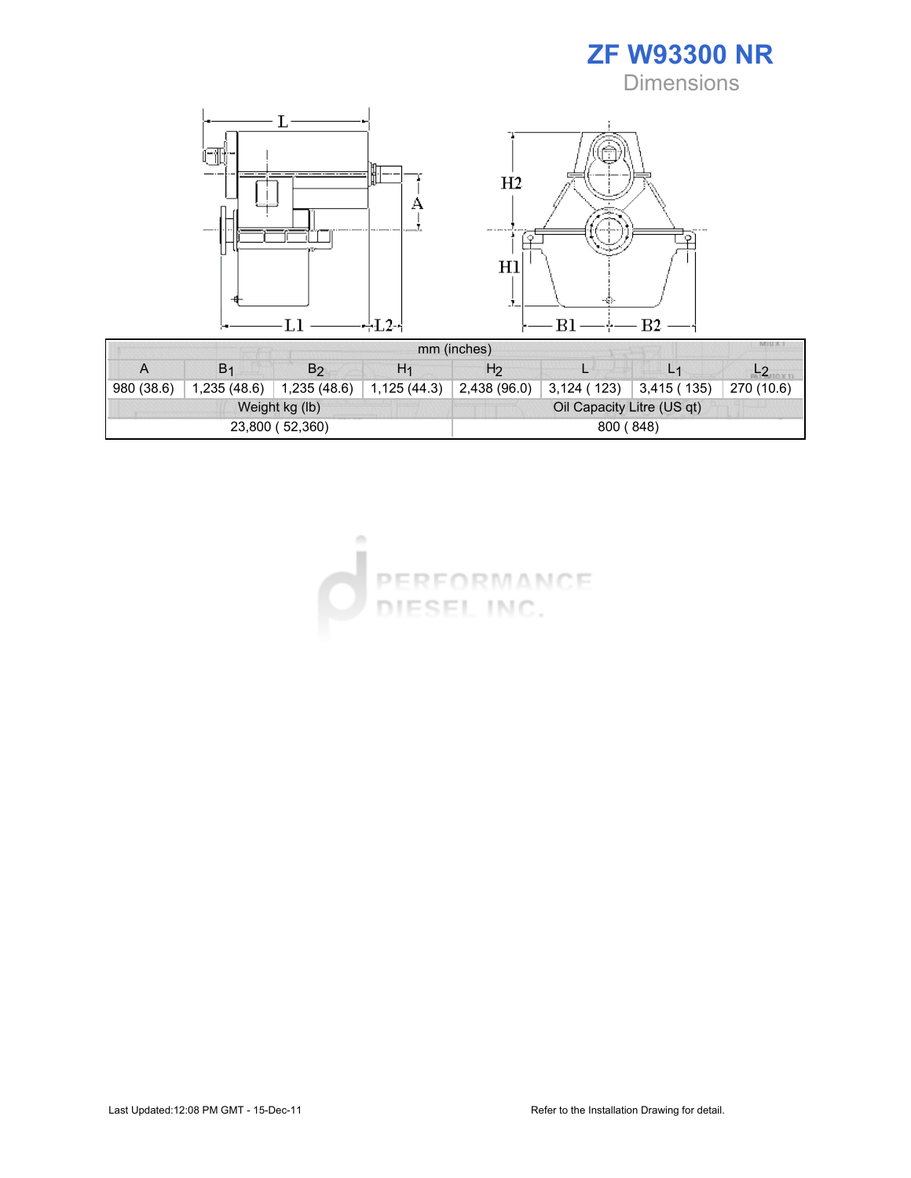# ZF W93300 NR

## Dimensions

| mm (inches) | | | | | | | |
|---|---|---|---|---|---|---|---|
| A | $B_1$ | $B_2$ | $H_1$ | $H_2$ | L | $L_1$ | $L_2$ |
| 980 (38.6) | 1,235 (48.6) | 1,235 (48.6) | 1,125 (44.3) | 2,438 (96.0) | 3,124 ( 123) | 3,415 ( 135) | 270 (10.6) |

| Weight kg (lb) | Oil Capacity Litre (US qt) |
|---|---|
| 23,800 ( 52,360) | 800 ( 848) |

Last Updated:12:08 PM GMT - 15-Dec-11

Refer to the Installation Drawing for detail.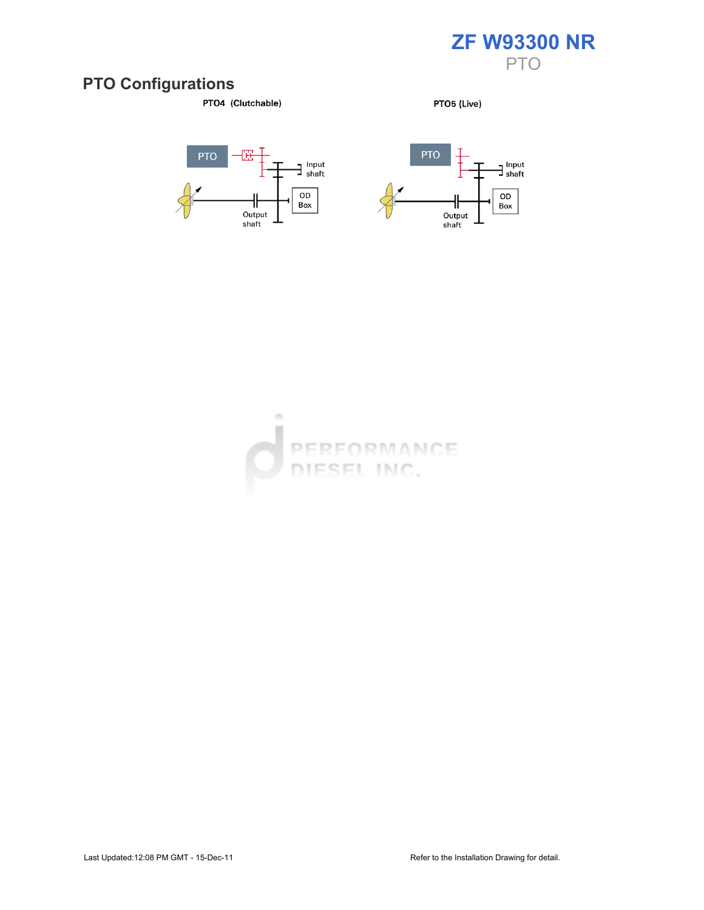# ZF W93300 NR

PTO

## PTO Configurations

**PTO4 (Clutchable)**

PTO

Input shaft

OD Box

Output shaft

**PTO5 (Live)**

PTO

Input shaft

OD Box

Output shaft

Last Updated:12:08 PM GMT - 15-Dec-11

Refer to the Installation Drawing for detail.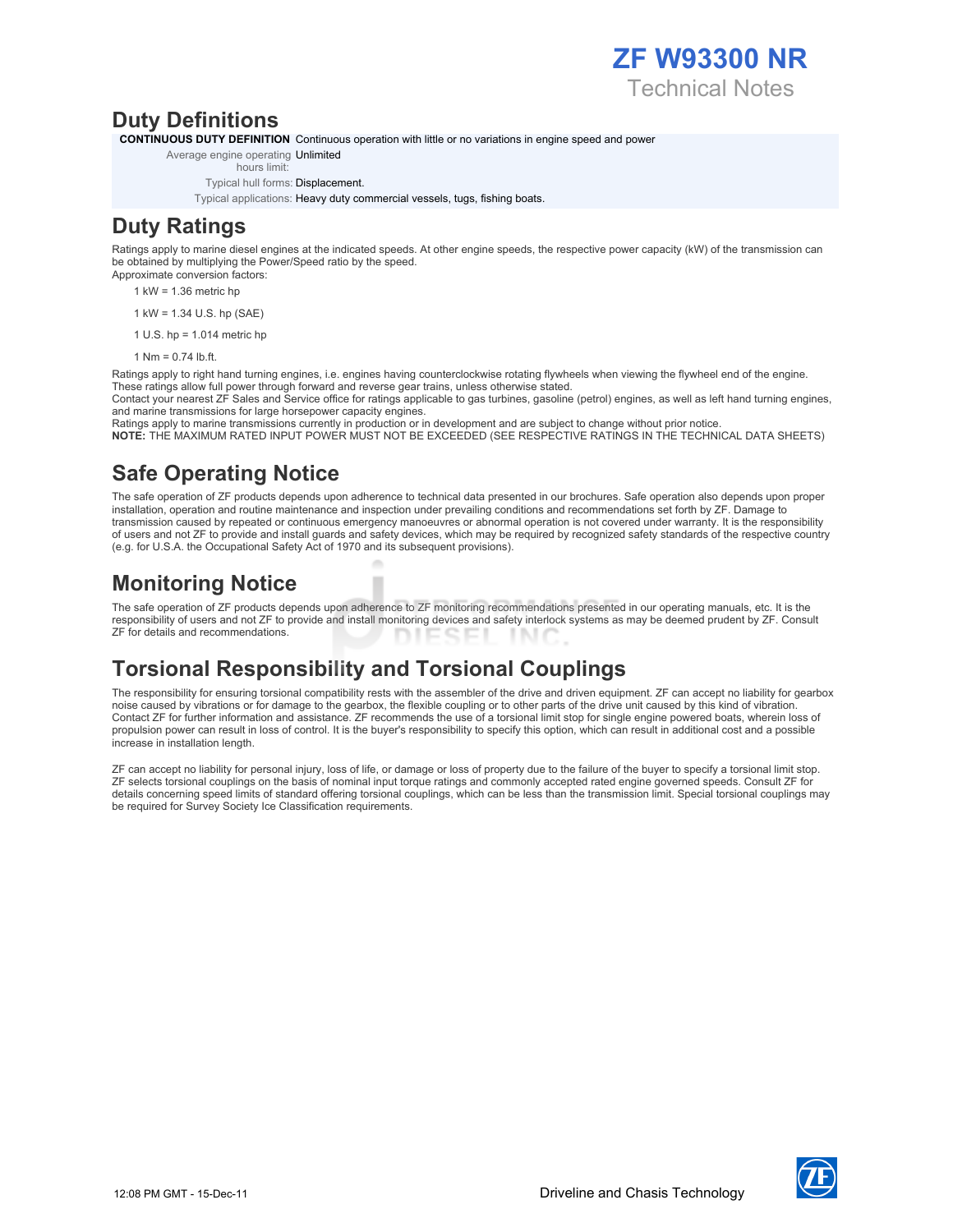# ZF W93300 NR

Technical Notes

## Duty Definitions

| | |
|---|---|
| **CONTINUOUS DUTY DEFINITION** | Continuous operation with little or no variations in engine speed and power |
| Average engine operating hours limit: | Unlimited |
| Typical hull forms: | Displacement. |
| Typical applications: | Heavy duty commercial vessels, tugs, fishing boats. |

## Duty Ratings

Ratings apply to marine diesel engines at the indicated speeds. At other engine speeds, the respective power capacity (kW) of the transmission can be obtained by multiplying the Power/Speed ratio by the speed.
Approximate conversion factors:

1 kW = 1.36 metric hp

1 kW = 1.34 U.S. hp (SAE)

1 U.S. hp = 1.014 metric hp

1 Nm = 0.74 lb.ft.

Ratings apply to right hand turning engines, i.e. engines having counterclockwise rotating flywheels when viewing the flywheel end of the engine. These ratings allow full power through forward and reverse gear trains, unless otherwise stated.
Contact your nearest ZF Sales and Service office for ratings applicable to gas turbines, gasoline (petrol) engines, as well as left hand turning engines, and marine transmissions for large horsepower capacity engines.
Ratings apply to marine transmissions currently in production or in development and are subject to change without prior notice.
**NOTE:** THE MAXIMUM RATED INPUT POWER MUST NOT BE EXCEEDED (SEE RESPECTIVE RATINGS IN THE TECHNICAL DATA SHEETS)

## Safe Operating Notice

The safe operation of ZF products depends upon adherence to technical data presented in our brochures. Safe operation also depends upon proper installation, operation and routine maintenance and inspection under prevailing conditions and recommendations set forth by ZF. Damage to transmission caused by repeated or continuous emergency manoeuvres or abnormal operation is not covered under warranty. It is the responsibility of users and not ZF to provide and install guards and safety devices, which may be required by recognized safety standards of the respective country (e.g. for U.S.A. the Occupational Safety Act of 1970 and its subsequent provisions).

## Monitoring Notice

The safe operation of ZF products depends upon adherence to ZF monitoring recommendations presented in our operating manuals, etc. It is the responsibility of users and not ZF to provide and install monitoring devices and safety interlock systems as may be deemed prudent by ZF. Consult ZF for details and recommendations.

## Torsional Responsibility and Torsional Couplings

The responsibility for ensuring torsional compatibility rests with the assembler of the drive and driven equipment. ZF can accept no liability for gearbox noise caused by vibrations or for damage to the gearbox, the flexible coupling or to other parts of the drive unit caused by this kind of vibration. Contact ZF for further information and assistance. ZF recommends the use of a torsional limit stop for single engine powered boats, wherein loss of propulsion power can result in loss of control. It is the buyer's responsibility to specify this option, which can result in additional cost and a possible increase in installation length.

ZF can accept no liability for personal injury, loss of life, or damage or loss of property due to the failure of the buyer to specify a torsional limit stop. ZF selects torsional couplings on the basis of nominal input torque ratings and commonly accepted rated engine governed speeds. Consult ZF for details concerning speed limits of standard offering torsional couplings, which can be less than the transmission limit. Special torsional couplings may be required for Survey Society Ice Classification requirements.